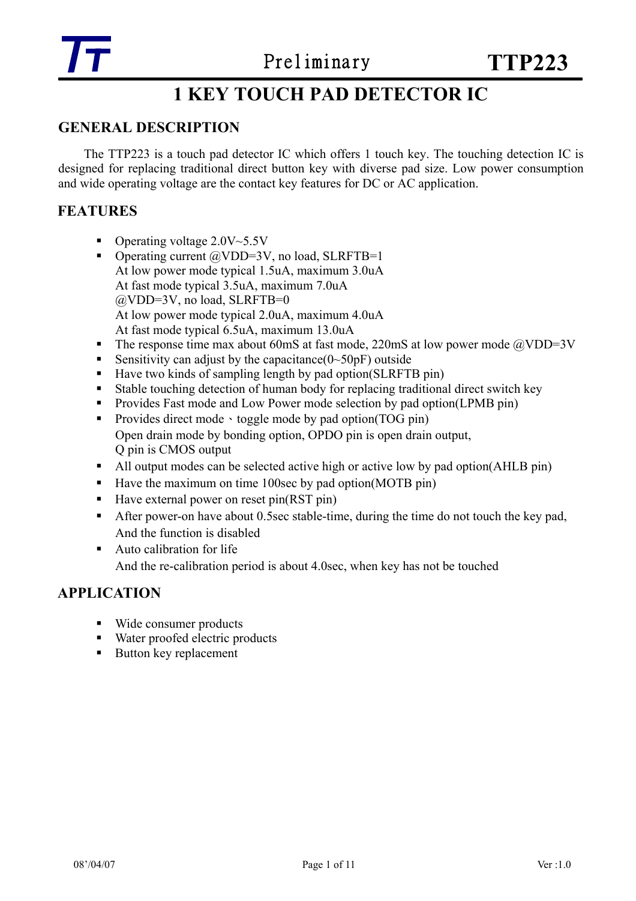# 1 KEY TOUCH PAD DETECTOR IC

## GENERAL DESCRIPTION

The TTP223 is a touch pad detector IC which offers 1 touch key. The touching detection IC is designed for replacing traditional direct button key with diverse pad size. Low power consumption and wide operating voltage are the contact key features for DC or AC application.

## FEATURES

- Operating voltage 2.0V~5.5V
- Operating current @VDD=3V, no load, SLRFTB=1
  At low power mode typical 1.5uA, maximum 3.0uA
  At fast mode typical 3.5uA, maximum 7.0uA
  @VDD=3V, no load, SLRFTB=0
  At low power mode typical 2.0uA, maximum 4.0uA
  At fast mode typical 6.5uA, maximum 13.0uA
- The response time max about 60mS at fast mode, 220mS at low power mode @VDD=3V
- Sensitivity can adjust by the capacitance(0~50pF) outside
- Have two kinds of sampling length by pad option(SLRFTB pin)
- Stable touching detection of human body for replacing traditional direct switch key
- Provides Fast mode and Low Power mode selection by pad option(LPMB pin)
- Provides direct mode、toggle mode by pad option(TOG pin)
  Open drain mode by bonding option, OPDO pin is open drain output,
  Q pin is CMOS output
- All output modes can be selected active high or active low by pad option(AHLB pin)
- Have the maximum on time 100sec by pad option(MOTB pin)
- Have external power on reset pin(RST pin)
- After power-on have about 0.5sec stable-time, during the time do not touch the key pad,
  And the function is disabled
- Auto calibration for life
  And the re-calibration period is about 4.0sec, when key has not be touched

## APPLICATION

- Wide consumer products
- Water proofed electric products
- Button key replacement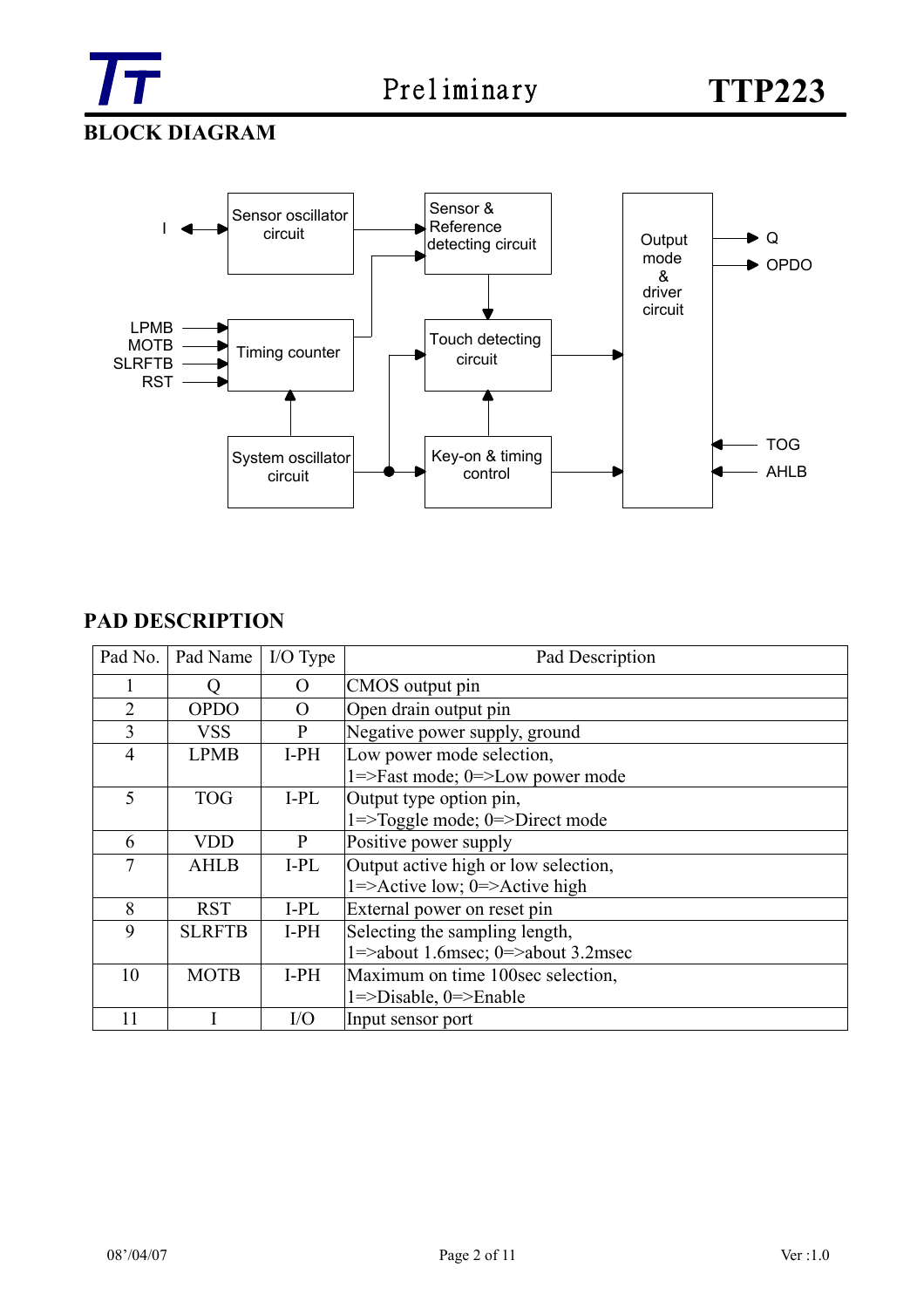## BLOCK DIAGRAM

I ↔ Sensor oscillator circuit → Sensor & Reference detecting circuit → Touch detecting circuit → Output mode & driver circuit → Q, OPDO

LPMB, MOTB, SLRFTB, RST → Timing counter → Sensor & Reference detecting circuit

System oscillator circuit → Timing counter; System oscillator circuit → Key-on & timing control → Output mode & driver circuit

System oscillator circuit → Touch detecting circuit; Key-on & timing control → Touch detecting circuit

TOG, AHLB → Output mode & driver circuit

## PAD DESCRIPTION

| Pad No. | Pad Name | I/O Type | Pad Description |
|---|---|---|---|
| 1 | Q | O | CMOS output pin |
| 2 | OPDO | O | Open drain output pin |
| 3 | VSS | P | Negative power supply, ground |
| 4 | LPMB | I-PH | Low power mode selection,<br>1=>Fast mode; 0=>Low power mode |
| 5 | TOG | I-PL | Output type option pin,<br>1=>Toggle mode; 0=>Direct mode |
| 6 | VDD | P | Positive power supply |
| 7 | AHLB | I-PL | Output active high or low selection,<br>1=>Active low; 0=>Active high |
| 8 | RST | I-PL | External power on reset pin |
| 9 | SLRFTB | I-PH | Selecting the sampling length,<br>1=>about 1.6msec; 0=>about 3.2msec |
| 10 | MOTB | I-PH | Maximum on time 100sec selection,<br>1=>Disable, 0=>Enable |
| 11 | I | I/O | Input sensor port |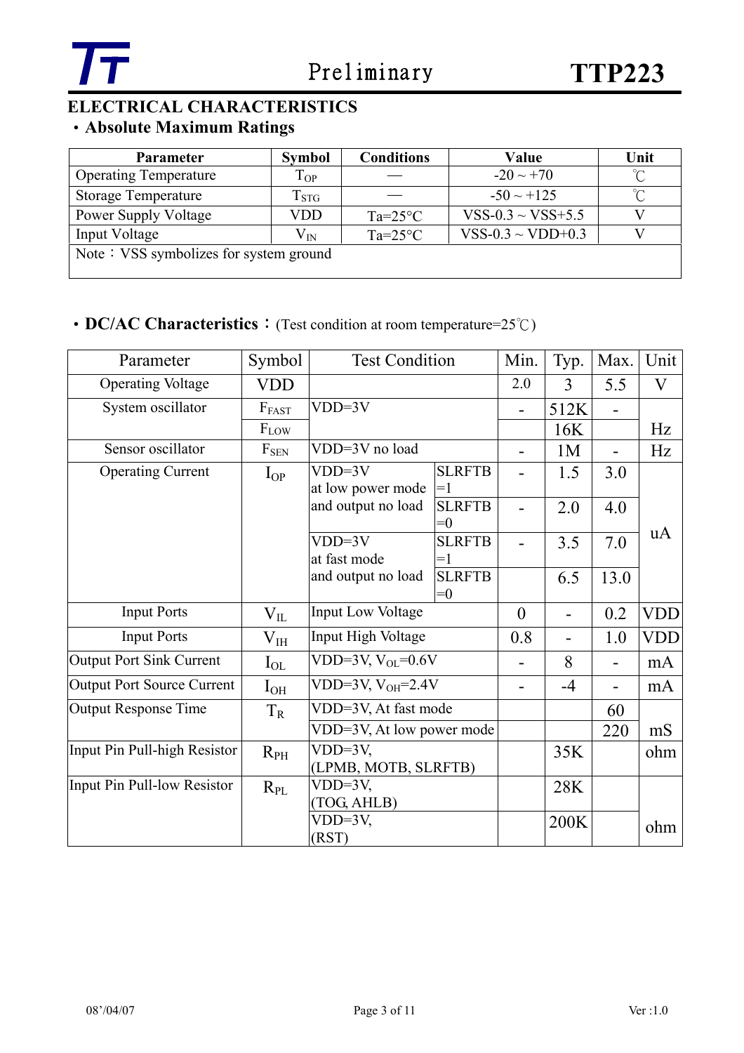# ELECTRICAL CHARACTERISTICS

## • Absolute Maximum Ratings

| Parameter | Symbol | Conditions | Value | Unit |
|---|---|---|---|---|
| Operating Temperature | $T_{OP}$ | — | -20 ~ +70 | ℃ |
| Storage Temperature | $T_{STG}$ | — | -50 ~ +125 | ℃ |
| Power Supply Voltage | VDD | Ta=25°C | VSS-0.3 ~ VSS+5.5 | V |
| Input Voltage | $V_{IN}$ | Ta=25°C | VSS-0.3 ~ VDD+0.3 | V |
| Note：VSS symbolizes for system ground | | | | |

## • DC/AC Characteristics：(Test condition at room temperature=25℃)

| Parameter | Symbol | Test Condition | | Min. | Typ. | Max. | Unit |
|---|---|---|---|---|---|---|---|
| Operating Voltage | VDD | | | 2.0 | 3 | 5.5 | V |
| System oscillator | $F_{FAST}$ | VDD=3V | | - | 512K | - | Hz |
| | $F_{LOW}$ | | | | 16K | | Hz |
| Sensor oscillator | $F_{SEN}$ | VDD=3V no load | | - | 1M | - | Hz |
| Operating Current | $I_{OP}$ | VDD=3V at low power mode and output no load | SLRFTB =1 | - | 1.5 | 3.0 | uA |
| | | | SLRFTB =0 | - | 2.0 | 4.0 | uA |
| | | VDD=3V at fast mode and output no load | SLRFTB =1 | - | 3.5 | 7.0 | uA |
| | | | SLRFTB =0 | | 6.5 | 13.0 | uA |
| Input Ports | $V_{IL}$ | Input Low Voltage | | 0 | - | 0.2 | VDD |
| Input Ports | $V_{IH}$ | Input High Voltage | | 0.8 | - | 1.0 | VDD |
| Output Port Sink Current | $I_{OL}$ | VDD=3V, $V_{OL}$=0.6V | | - | 8 | - | mA |
| Output Port Source Current | $I_{OH}$ | VDD=3V, $V_{OH}$=2.4V | | - | -4 | - | mA |
| Output Response Time | $T_R$ | VDD=3V, At fast mode | | | | 60 | mS |
| | | VDD=3V, At low power mode | | | | 220 | mS |
| Input Pin Pull-high Resistor | $R_{PH}$ | VDD=3V, (LPMB, MOTB, SLRFTB) | | | 35K | | ohm |
| Input Pin Pull-low Resistor | $R_{PL}$ | VDD=3V, (TOG, AHLB) | | | 28K | | ohm |
| | | VDD=3V, (RST) | | | 200K | | ohm |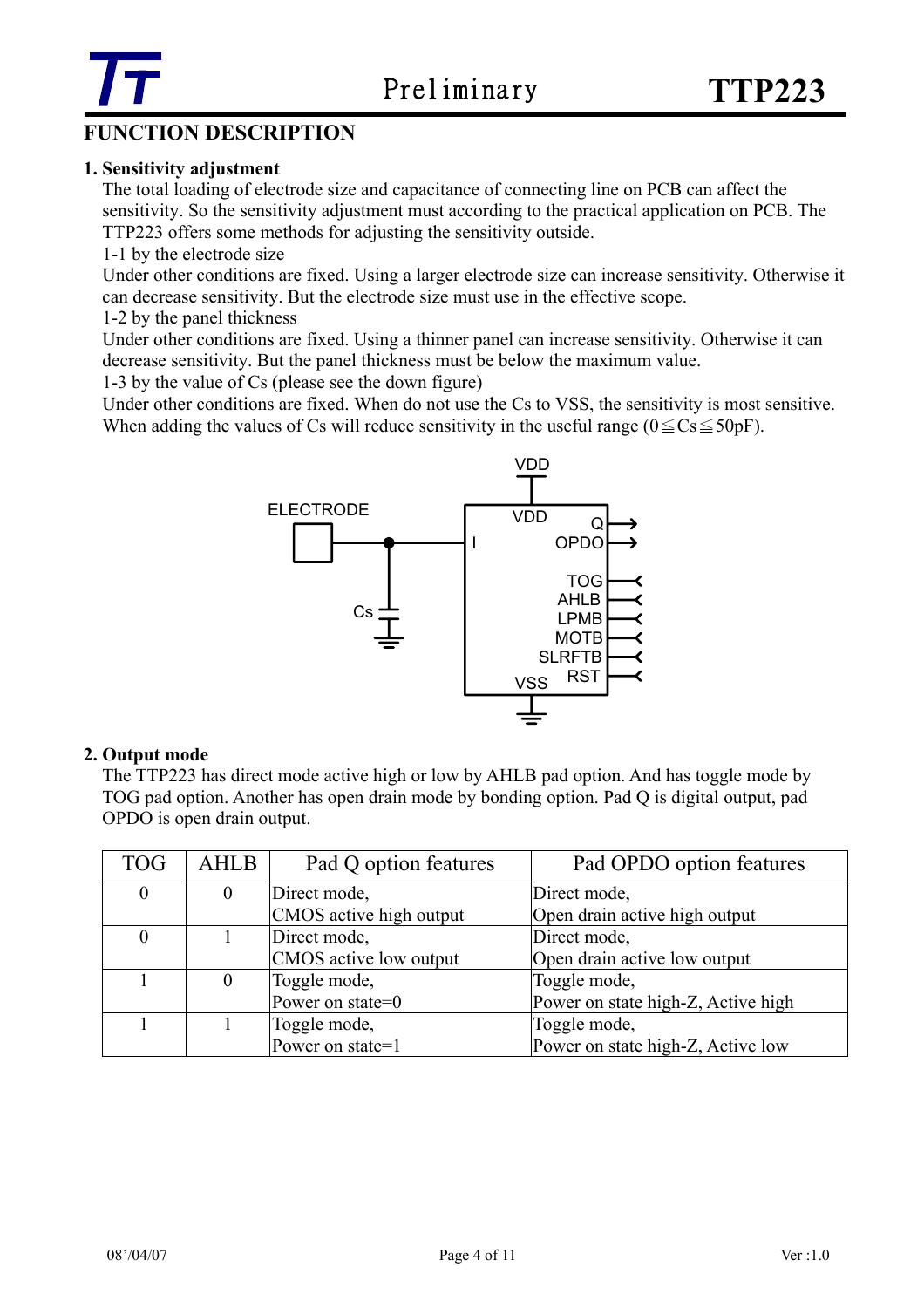## FUNCTION DESCRIPTION

### 1. Sensitivity adjustment

The total loading of electrode size and capacitance of connecting line on PCB can affect the sensitivity. So the sensitivity adjustment must according to the practical application on PCB. The TTP223 offers some methods for adjusting the sensitivity outside.

1-1 by the electrode size

Under other conditions are fixed. Using a larger electrode size can increase sensitivity. Otherwise it can decrease sensitivity. But the electrode size must use in the effective scope.

1-2 by the panel thickness

Under other conditions are fixed. Using a thinner panel can increase sensitivity. Otherwise it can decrease sensitivity. But the panel thickness must be below the maximum value.

1-3 by the value of Cs (please see the down figure)

Under other conditions are fixed. When do not use the Cs to VSS, the sensitivity is most sensitive. When adding the values of Cs will reduce sensitivity in the useful range ($0 \leqq Cs \leqq 50pF$).

### 2. Output mode

The TTP223 has direct mode active high or low by AHLB pad option. And has toggle mode by TOG pad option. Another has open drain mode by bonding option. Pad Q is digital output, pad OPDO is open drain output.

| TOG | AHLB | Pad Q option features | Pad OPDO option features |
|---|---|---|---|
| 0 | 0 | Direct mode, CMOS active high output | Direct mode, Open drain active high output |
| 0 | 1 | Direct mode, CMOS active low output | Direct mode, Open drain active low output |
| 1 | 0 | Toggle mode, Power on state=0 | Toggle mode, Power on state high-Z, Active high |
| 1 | 1 | Toggle mode, Power on state=1 | Toggle mode, Power on state high-Z, Active low |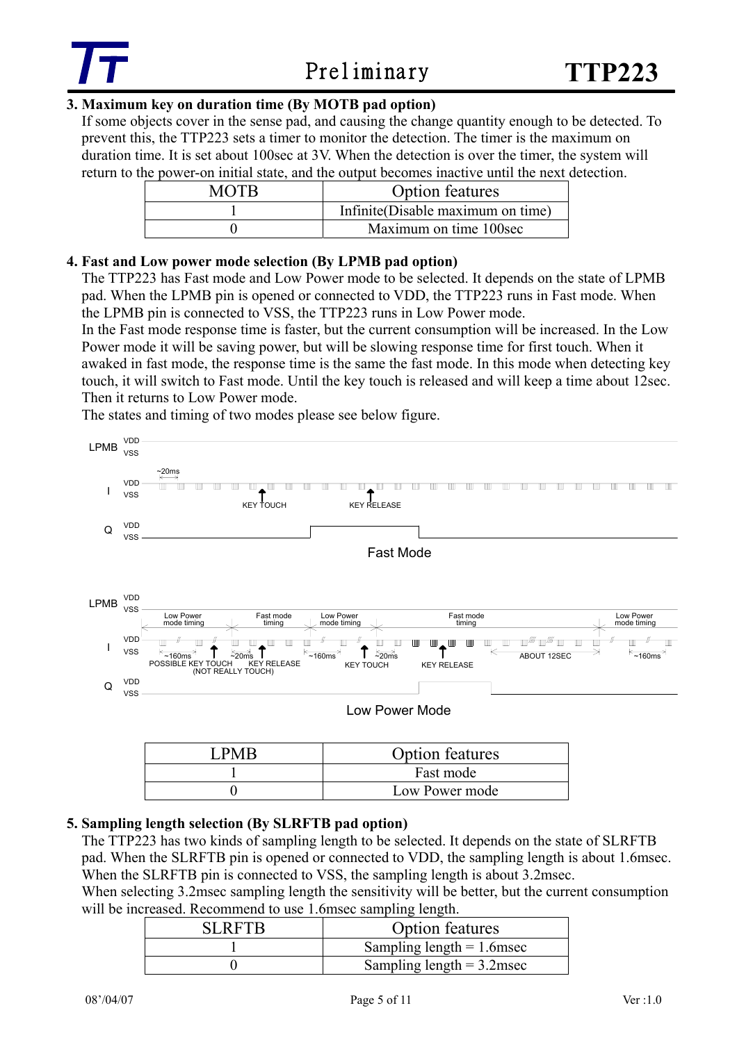## 3. Maximum key on duration time (By MOTB pad option)

If some objects cover in the sense pad, and causing the change quantity enough to be detected. To prevent this, the TTP223 sets a timer to monitor the detection. The timer is the maximum on duration time. It is set about 100sec at 3V. When the detection is over the timer, the system will return to the power-on initial state, and the output becomes inactive until the next detection.

| MOTB | Option features |
|---|---|
| 1 | Infinite(Disable maximum on time) |
| 0 | Maximum on time 100sec |

## 4. Fast and Low power mode selection (By LPMB pad option)

The TTP223 has Fast mode and Low Power mode to be selected. It depends on the state of LPMB pad. When the LPMB pin is opened or connected to VDD, the TTP223 runs in Fast mode. When the LPMB pin is connected to VSS, the TTP223 runs in Low Power mode.

In the Fast mode response time is faster, but the current consumption will be increased. In the Low Power mode it will be saving power, but will be slowing response time for first touch. When it awaked in fast mode, the response time is the same the fast mode. In this mode when detecting key touch, it will switch to Fast mode. Until the key touch is released and will keep a time about 12sec. Then it returns to Low Power mode.

The states and timing of two modes please see below figure.

LPMB VDD VSS
~20ms
I VDD VSS KEY TOUCH KEY RELEASE
Q VDD VSS

Fast Mode

LPMB VDD VSS
Low Power mode timing | Fast mode timing | Low Power mode timing | Fast mode timing | Low Power mode timing
I VDD VSS ~160ms ~20ms ~160ms ~20ms ABOUT 12SEC ~160ms
POSSIBLE KEY TOUCH (NOT REALLY TOUCH) KEY RELEASE KEY TOUCH KEY RELEASE
Q VDD VSS

Low Power Mode

| LPMB | Option features |
|---|---|
| 1 | Fast mode |
| 0 | Low Power mode |

## 5. Sampling length selection (By SLRFTB pad option)

The TTP223 has two kinds of sampling length to be selected. It depends on the state of SLRFTB pad. When the SLRFTB pin is opened or connected to VDD, the sampling length is about 1.6msec. When the SLRFTB pin is connected to VSS, the sampling length is about 3.2msec.

When selecting 3.2msec sampling length the sensitivity will be better, but the current consumption will be increased. Recommend to use 1.6msec sampling length.

| SLRFTB | Option features |
|---|---|
| 1 | Sampling length = 1.6msec |
| 0 | Sampling length = 3.2msec |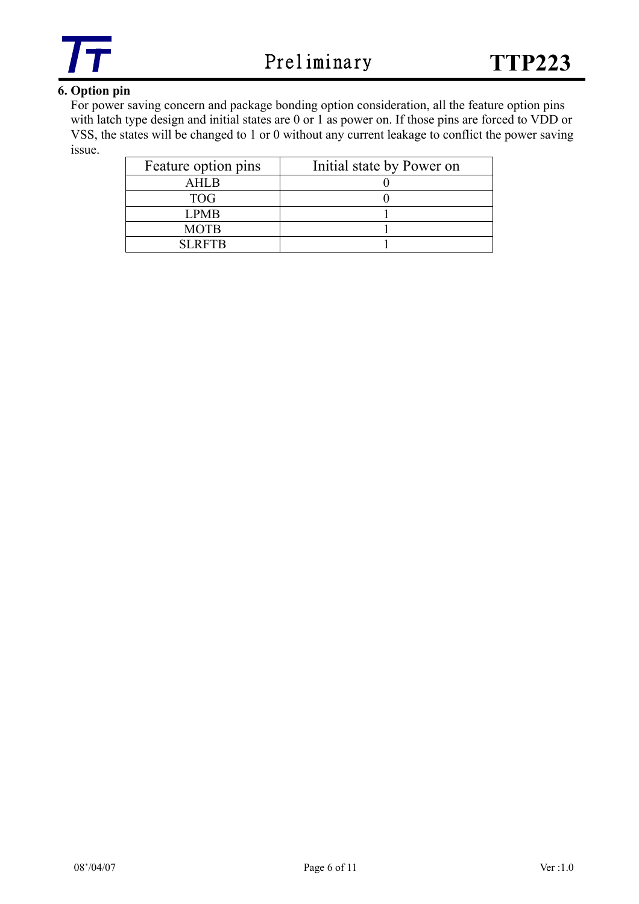## 6. Option pin

For power saving concern and package bonding option consideration, all the feature option pins with latch type design and initial states are 0 or 1 as power on. If those pins are forced to VDD or VSS, the states will be changed to 1 or 0 without any current leakage to conflict the power saving issue.

| Feature option pins | Initial state by Power on |
|---|---|
| AHLB | 0 |
| TOG | 0 |
| LPMB | 1 |
| MOTB | 1 |
| SLRFTB | 1 |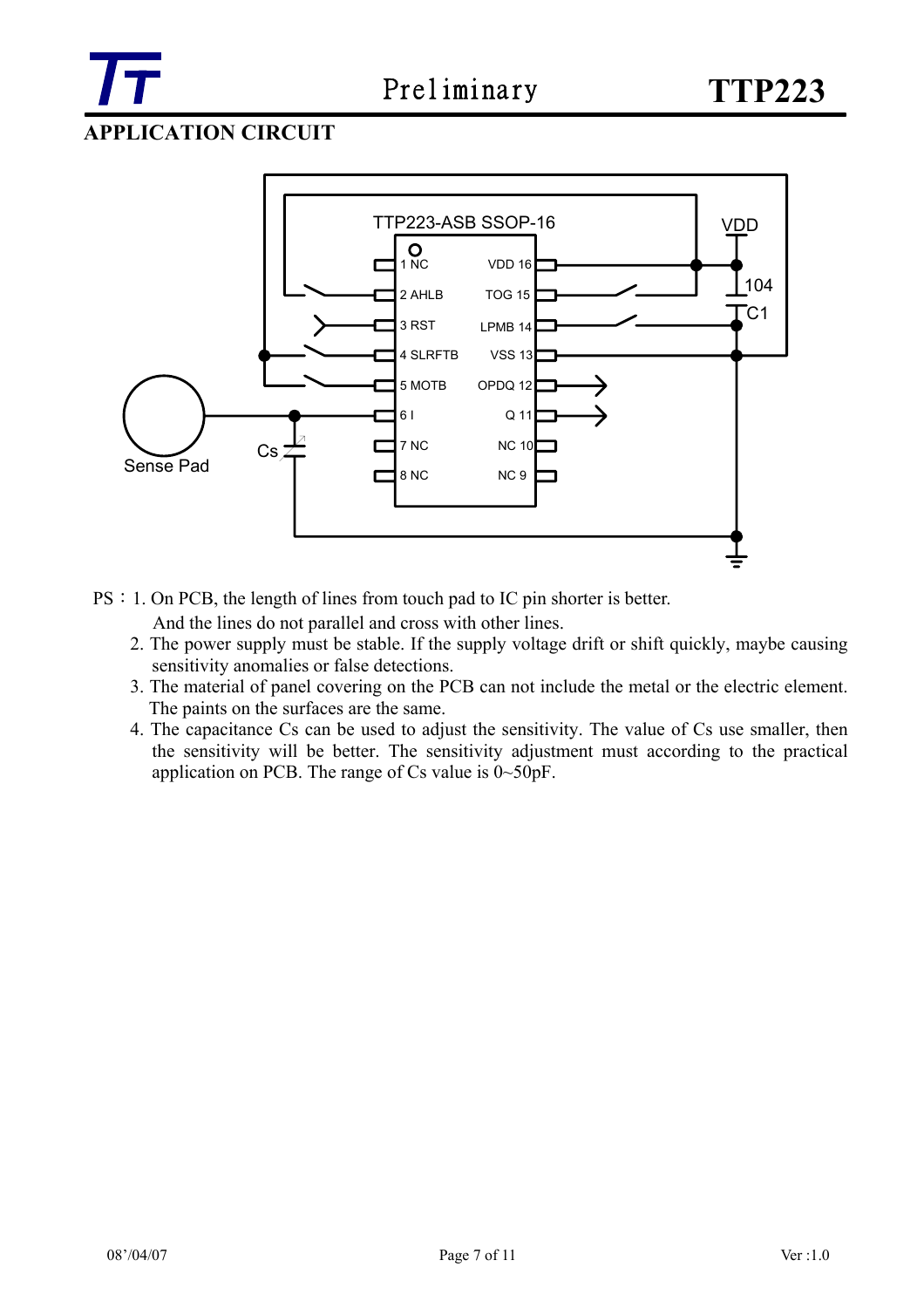## APPLICATION CIRCUIT

TTP223-ASB SSOP-16

PS：1. On PCB, the length of lines from touch pad to IC pin shorter is better. And the lines do not parallel and cross with other lines.

2. The power supply must be stable. If the supply voltage drift or shift quickly, maybe causing sensitivity anomalies or false detections.
3. The material of panel covering on the PCB can not include the metal or the electric element. The paints on the surfaces are the same.
4. The capacitance Cs can be used to adjust the sensitivity. The value of Cs use smaller, then the sensitivity will be better. The sensitivity adjustment must according to the practical application on PCB. The range of Cs value is 0~50pF.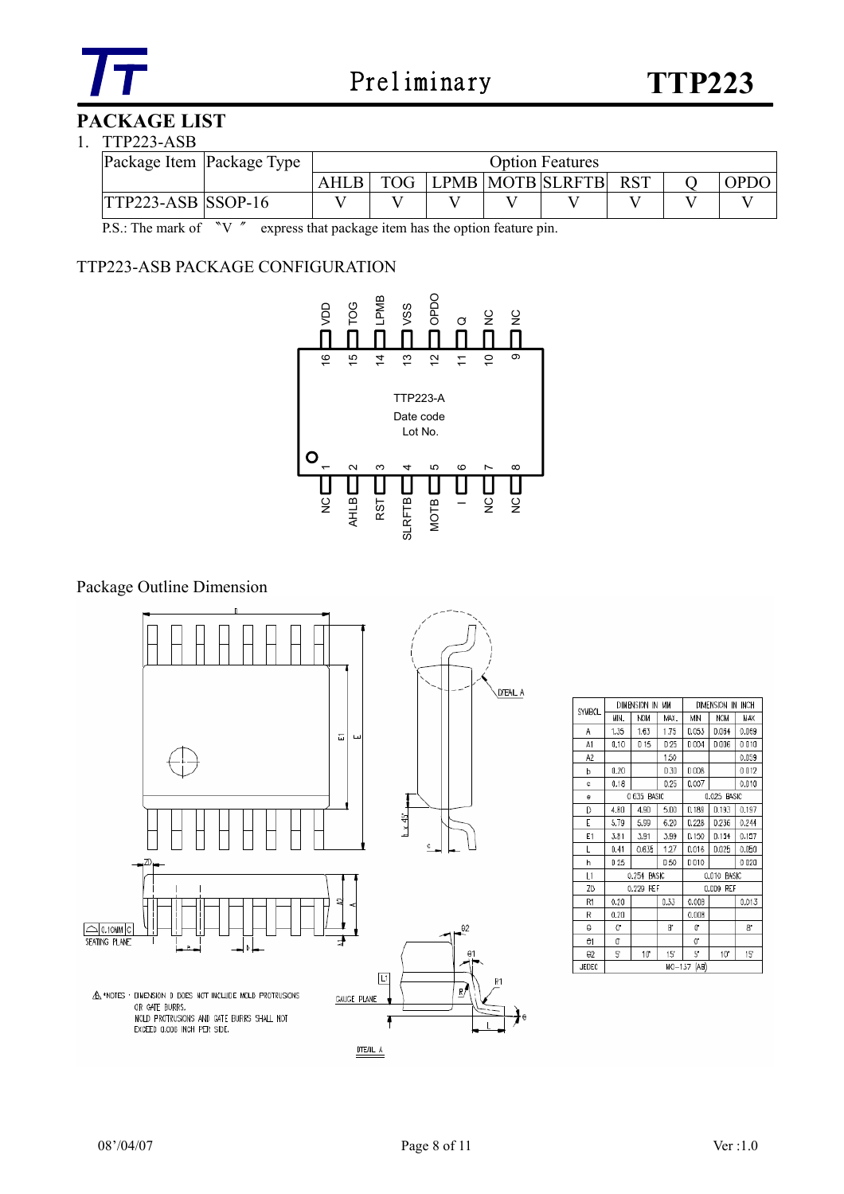## PACKAGE LIST

1. TTP223-ASB

| Package Item | Package Type | Option Features | | | | | | | |
|---|---|---|---|---|---|---|---|---|---|
| | | AHLB | TOG | LPMB | MOTB | SLRFTB | RST | Q | OPDO |
| TTP223-ASB | SSOP-16 | V | V | V | V | V | V | V | V |

P.S.: The mark of 〝V〞 express that package item has the option feature pin.

### TTP223-ASB PACKAGE CONFIGURATION

| Pin | Name | Pin | Name |
|---|---|---|---|
| 1 | NC | 16 | VDD |
| 2 | AHLB | 15 | TOG |
| 3 | RST | 14 | LPMB |
| 4 | SLRFTB | 13 | VSS |
| 5 | MOTB | 12 | OPDO |
| 6 | I | 11 | Q |
| 7 | NC | 10 | NC |
| 8 | NC | 9 | NC |

TTP223-A
Date code
Lot No.

### Package Outline Dimension

| SYMBOL | DIMENSION IN MM | | | DIMENSION IN INCH | | |
|---|---|---|---|---|---|---|
| | MIN. | NOM | MAX. | MIN | NOM | MAX |
| A | 1.35 | 1.63 | 1.75 | 0.053 | 0.064 | 0.069 |
| A1 | 0.10 | 0.15 | 0.25 | 0.004 | 0.006 | 0.010 |
| A2 | | | 1.50 | | | 0.059 |
| b | 0.20 | | 0.30 | 0.008 | | 0.012 |
| c | 0.18 | | 0.25 | 0.007 | | 0.010 |
| e | 0.635 BASIC | | | 0.025 BASIC | | |
| D | 4.80 | 4.90 | 5.00 | 0.189 | 0.193 | 0.197 |
| E | 5.79 | 5.99 | 6.20 | 0.228 | 0.236 | 0.244 |
| E1 | 3.81 | 3.91 | 3.99 | 0.150 | 0.154 | 0.157 |
| L | 0.41 | 0.635 | 1.27 | 0.016 | 0.025 | 0.050 |
| h | 0.25 | | 0.50 | 0.010 | | 0.020 |
| L1 | 0.254 BASIC | | | 0.010 BASIC | | |
| ZD | 0.229 REF | | | 0.009 REF | | |
| R1 | 0.20 | | 0.33 | 0.008 | | 0.013 |
| R | 0.20 | | | 0.008 | | |
| θ | 0° | | 8° | 0° | | 8° |
| θ1 | 0° | | | 0° | | |
| θ2 | 5° | 10° | 15° | 5° | 10° | 15° |
| JEDEC | MO-137 (AB) | | | | | |

*NOTES : DIMENSION D DOES NOT INCLUDE MOLD PROTRUSIONS OR GATE BURRS. MOLD PROTRUSIONS AND GATE BURRS SHALL NOT EXCEED 0.006 INCH PER SIDE.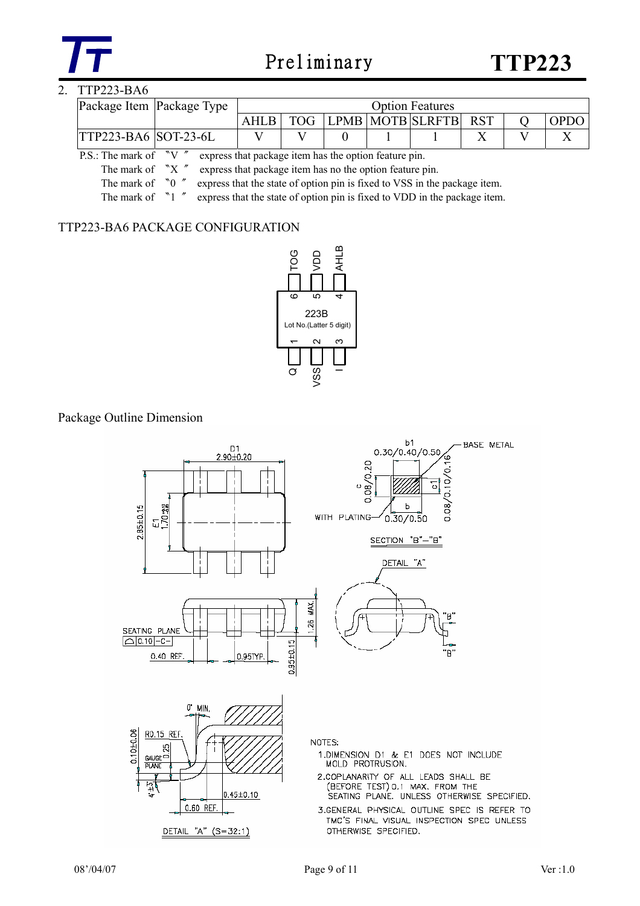2. TTP223-BA6

| Package Item | Package Type | Option Features | | | | | | | |
|---|---|---|---|---|---|---|---|---|---|
| | | AHLB | TOG | LPMB | MOTB | SLRFTB | RST | Q | OPDO |
| TTP223-BA6 | SOT-23-6L | V | V | 0 | 1 | 1 | X | V | X |

P.S.: The mark of "V" express that package item has the option feature pin.
The mark of "X" express that package item has no the option feature pin.
The mark of "0" express that the state of option pin is fixed to VSS in the package item.
The mark of "1" express that the state of option pin is fixed to VDD in the package item.

## TTP223-BA6 PACKAGE CONFIGURATION

TOG VDD AHLB

6 5 4

223B
Lot No.(Latter 5 digit)

1 2 3

Q VSS I

## Package Outline Dimension

NOTES:

1. DIMENSION D1 & E1 DOES NOT INCLUDE MOLD PROTRUSION.
2. COPLANARITY OF ALL LEADS SHALL BE (BEFORE TEST) 0.1 MAX. FROM THE SEATING PLANE. UNLESS OTHERWISE SPECIFIED.
3. GENERAL PHYSICAL OUTLINE SPEC IS REFER TO TMC'S FINAL VISUAL INSPECTION SPEC UNLESS OTHERWISE SPECIFIED.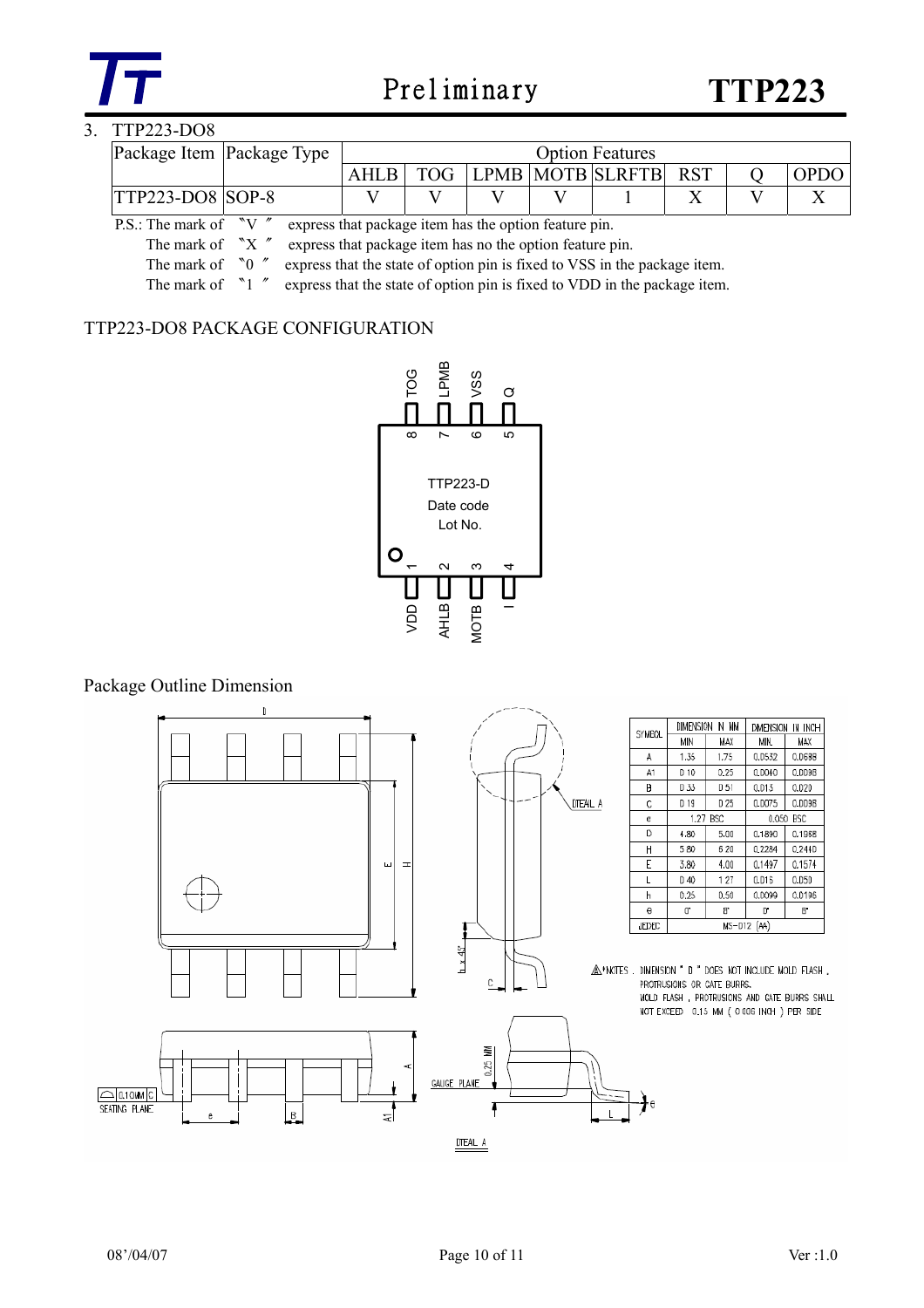## 3. TTP223-DO8

| Package Item | Package Type | Option Features | | | | | | | |
|---|---|---|---|---|---|---|---|---|---|
| | | AHLB | TOG | LPMB | MOTB | SLRFTB | RST | Q | OPDO |
| TTP223-DO8 | SOP-8 | V | V | V | V | 1 | X | V | X |

P.S.: The mark of "V" express that package item has the option feature pin.
The mark of "X" express that package item has no the option feature pin.
The mark of "0" express that the state of option pin is fixed to VSS in the package item.
The mark of "1" express that the state of option pin is fixed to VDD in the package item.

### TTP223-DO8 PACKAGE CONFIGURATION

| Pin | Name |
|---|---|
| 1 | VDD |
| 2 | AHLB |
| 3 | MOTB |
| 4 | I |
| 5 | Q |
| 6 | VSS |
| 7 | LPMB |
| 8 | TOG |

Package marking: TTP223-D, Date code, Lot No.

### Package Outline Dimension

| SYMBOL | DIMENSION IN MM MIN | DIMENSION IN MM MAX | DIMENSION IN INCH MIN | DIMENSION IN INCH MAX |
|---|---|---|---|---|
| A | 1.35 | 1.75 | 0.0532 | 0.0688 |
| A1 | 0.10 | 0.25 | 0.0040 | 0.0098 |
| B | 0.33 | 0.51 | 0.013 | 0.020 |
| C | 0.19 | 0.25 | 0.0075 | 0.0098 |
| e | 1.27 BSC | | 0.050 BSC | |
| D | 4.80 | 5.00 | 0.1890 | 0.1968 |
| H | 5.80 | 6.20 | 0.2284 | 0.2440 |
| E | 3.80 | 4.00 | 0.1497 | 0.1574 |
| L | 0.40 | 1.27 | 0.016 | 0.050 |
| h | 0.25 | 0.50 | 0.0099 | 0.0196 |
| θ | 0° | 8° | 0° | 8° |
| JEDEC | MS-012 (AA) | | | |

NOTES : DIMENSION " D " DOES NOT INCLUDE MOLD FLASH , PROTRUSIONS OR GATE BURRS. MOLD FLASH , PROTRUSIONS AND GATE BURRS SHALL NOT EXCEED 0.15 MM ( 0.006 INCH ) PER SIDE.

Drawing labels: D, E, H, h x 45°, C, DETAIL A, A, A1, e, B, 0.10MM C, SEATING PLANE, GAUGE PLANE, 0.25 MM, L, θ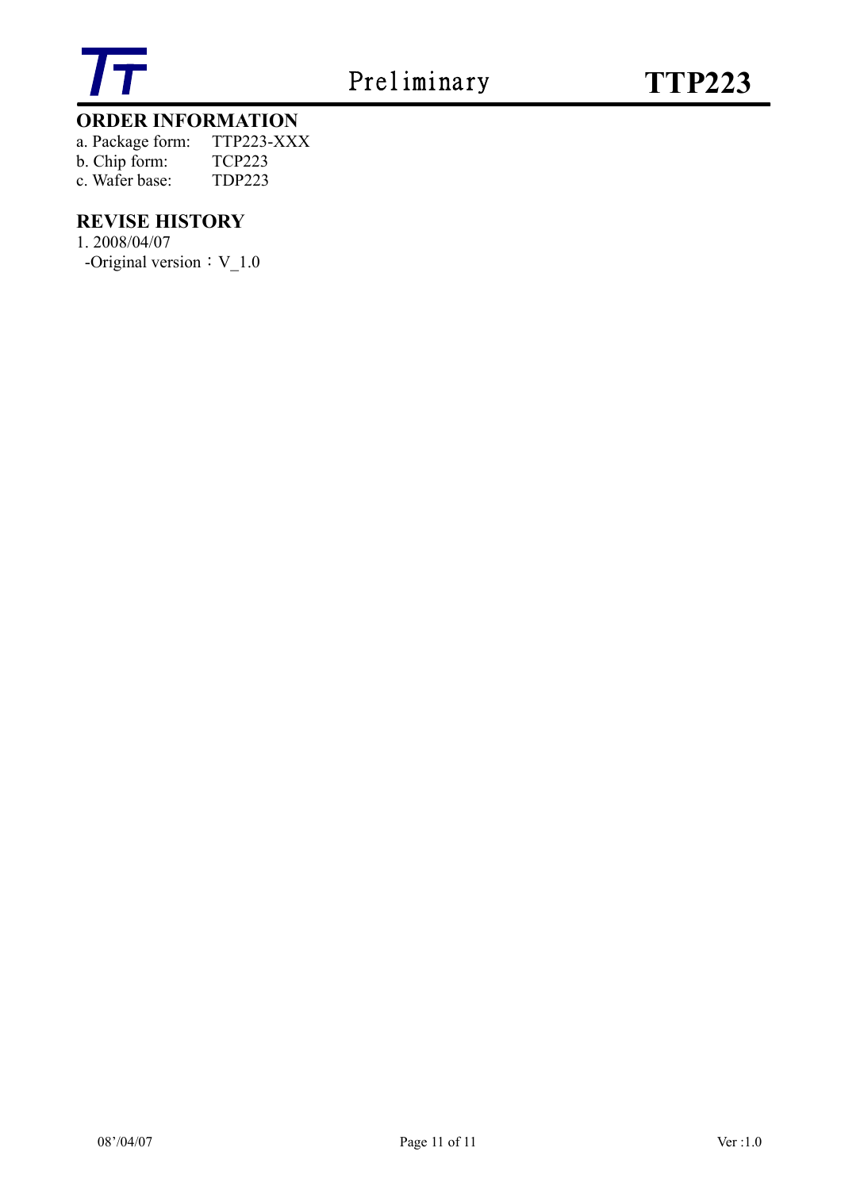## ORDER INFORMATION

a. Package form: TTP223-XXX
b. Chip form: TCP223
c. Wafer base: TDP223

## REVISE HISTORY

1. 2008/04/07
   -Original version：V_1.0